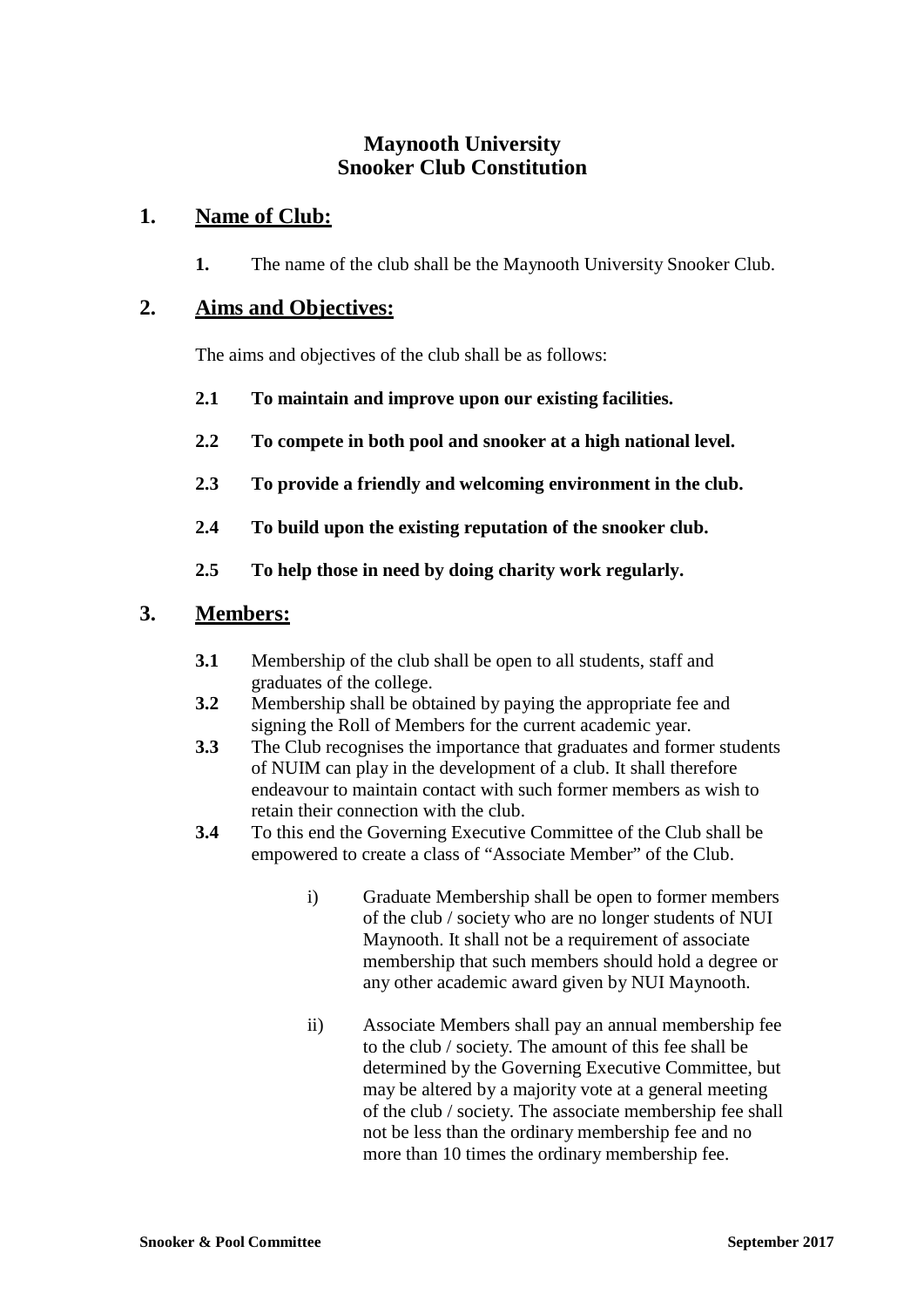# Maynooth University
# Snooker Club Constitution

## 1. Name of Club:

**1.** The name of the club shall be the Maynooth University Snooker Club.

## 2. Aims and Objectives:

The aims and objectives of the club shall be as follows:

**2.1 To maintain and improve upon our existing facilities.**

**2.2 To compete in both pool and snooker at a high national level.**

**2.3 To provide a friendly and welcoming environment in the club.**

**2.4 To build upon the existing reputation of the snooker club.**

**2.5 To help those in need by doing charity work regularly.**

## 3. Members:

**3.1** Membership of the club shall be open to all students, staff and graduates of the college.

**3.2** Membership shall be obtained by paying the appropriate fee and signing the Roll of Members for the current academic year.

**3.3** The Club recognises the importance that graduates and former students of NUIM can play in the development of a club. It shall therefore endeavour to maintain contact with such former members as wish to retain their connection with the club.

**3.4** To this end the Governing Executive Committee of the Club shall be empowered to create a class of "Associate Member" of the Club.

i) Graduate Membership shall be open to former members of the club / society who are no longer students of NUI Maynooth. It shall not be a requirement of associate membership that such members should hold a degree or any other academic award given by NUI Maynooth.

ii) Associate Members shall pay an annual membership fee to the club / society. The amount of this fee shall be determined by the Governing Executive Committee, but may be altered by a majority vote at a general meeting of the club / society. The associate membership fee shall not be less than the ordinary membership fee and no more than 10 times the ordinary membership fee.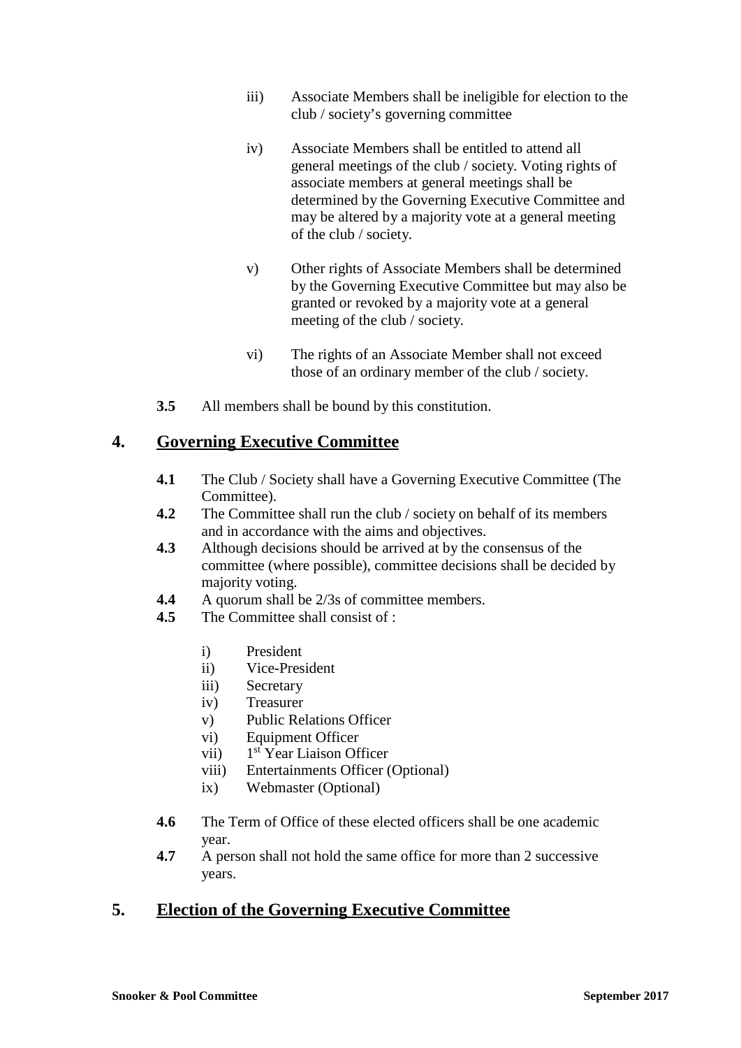iii) Associate Members shall be ineligible for election to the club / society's governing committee

iv) Associate Members shall be entitled to attend all general meetings of the club / society. Voting rights of associate members at general meetings shall be determined by the Governing Executive Committee and may be altered by a majority vote at a general meeting of the club / society.

v) Other rights of Associate Members shall be determined by the Governing Executive Committee but may also be granted or revoked by a majority vote at a general meeting of the club / society.

vi) The rights of an Associate Member shall not exceed those of an ordinary member of the club / society.

**3.5** All members shall be bound by this constitution.

## 4. Governing Executive Committee

**4.1** The Club / Society shall have a Governing Executive Committee (The Committee).

**4.2** The Committee shall run the club / society on behalf of its members and in accordance with the aims and objectives.

**4.3** Although decisions should be arrived at by the consensus of the committee (where possible), committee decisions shall be decided by majority voting.

**4.4** A quorum shall be 2/3s of committee members.

**4.5** The Committee shall consist of :

i) President
ii) Vice-President
iii) Secretary
iv) Treasurer
v) Public Relations Officer
vi) Equipment Officer
vii) 1st Year Liaison Officer
viii) Entertainments Officer (Optional)
ix) Webmaster (Optional)

**4.6** The Term of Office of these elected officers shall be one academic year.

**4.7** A person shall not hold the same office for more than 2 successive years.

## 5. Election of the Governing Executive Committee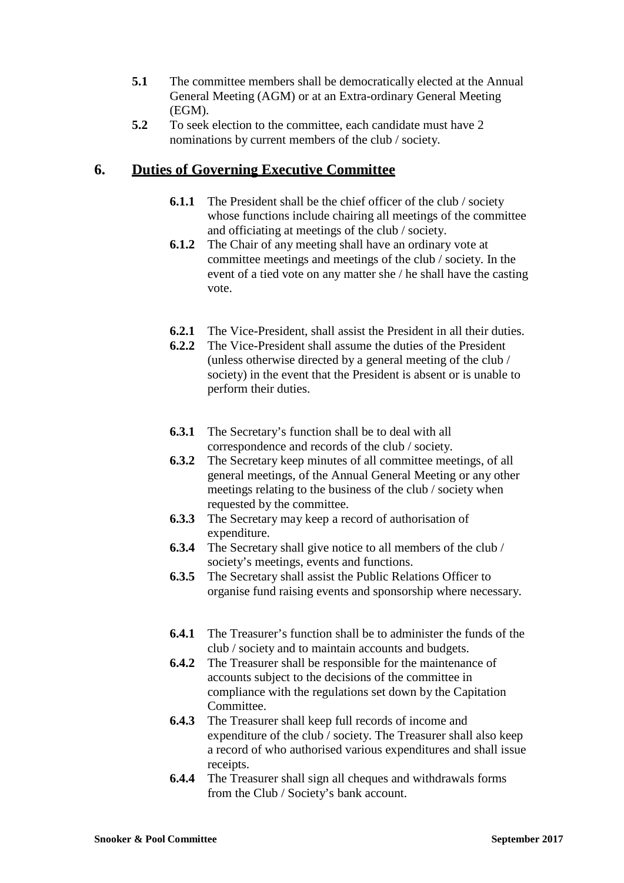**5.1** The committee members shall be democratically elected at the Annual General Meeting (AGM) or at an Extra-ordinary General Meeting (EGM).

**5.2** To seek election to the committee, each candidate must have 2 nominations by current members of the club / society.

## 6. Duties of Governing Executive Committee

**6.1.1** The President shall be the chief officer of the club / society whose functions include chairing all meetings of the committee and officiating at meetings of the club / society.

**6.1.2** The Chair of any meeting shall have an ordinary vote at committee meetings and meetings of the club / society. In the event of a tied vote on any matter she / he shall have the casting vote.

**6.2.1** The Vice-President, shall assist the President in all their duties.

**6.2.2** The Vice-President shall assume the duties of the President (unless otherwise directed by a general meeting of the club / society) in the event that the President is absent or is unable to perform their duties.

**6.3.1** The Secretary's function shall be to deal with all correspondence and records of the club / society.

**6.3.2** The Secretary keep minutes of all committee meetings, of all general meetings, of the Annual General Meeting or any other meetings relating to the business of the club / society when requested by the committee.

**6.3.3** The Secretary may keep a record of authorisation of expenditure.

**6.3.4** The Secretary shall give notice to all members of the club / society's meetings, events and functions.

**6.3.5** The Secretary shall assist the Public Relations Officer to organise fund raising events and sponsorship where necessary.

**6.4.1** The Treasurer's function shall be to administer the funds of the club / society and to maintain accounts and budgets.

**6.4.2** The Treasurer shall be responsible for the maintenance of accounts subject to the decisions of the committee in compliance with the regulations set down by the Capitation Committee.

**6.4.3** The Treasurer shall keep full records of income and expenditure of the club / society. The Treasurer shall also keep a record of who authorised various expenditures and shall issue receipts.

**6.4.4** The Treasurer shall sign all cheques and withdrawals forms from the Club / Society's bank account.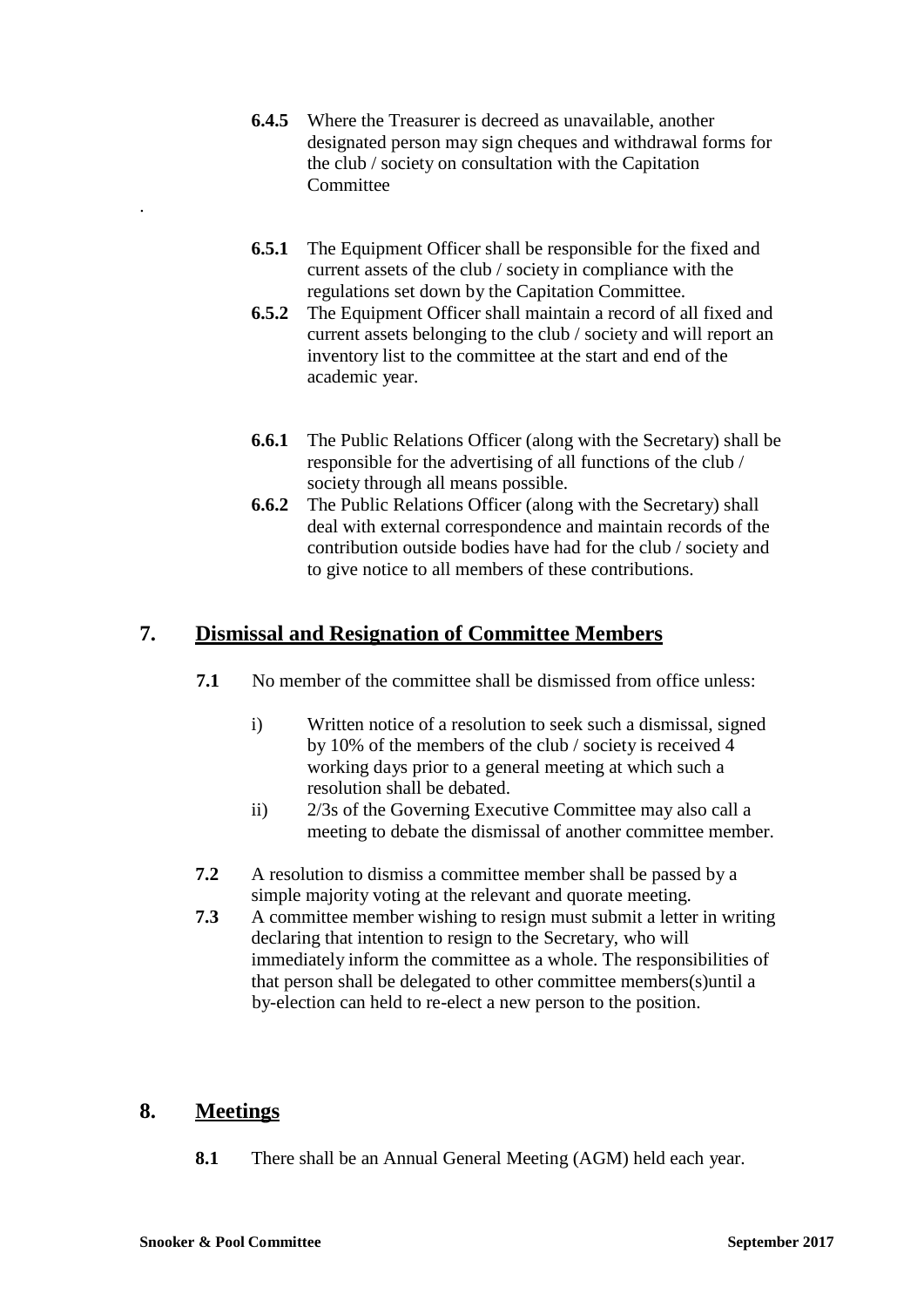**6.4.5** Where the Treasurer is decreed as unavailable, another designated person may sign cheques and withdrawal forms for the club / society on consultation with the Capitation Committee

.

**6.5.1** The Equipment Officer shall be responsible for the fixed and current assets of the club / society in compliance with the regulations set down by the Capitation Committee.

**6.5.2** The Equipment Officer shall maintain a record of all fixed and current assets belonging to the club / society and will report an inventory list to the committee at the start and end of the academic year.

**6.6.1** The Public Relations Officer (along with the Secretary) shall be responsible for the advertising of all functions of the club / society through all means possible.

**6.6.2** The Public Relations Officer (along with the Secretary) shall deal with external correspondence and maintain records of the contribution outside bodies have had for the club / society and to give notice to all members of these contributions.

## 7. Dismissal and Resignation of Committee Members

**7.1** No member of the committee shall be dismissed from office unless:

i) Written notice of a resolution to seek such a dismissal, signed by 10% of the members of the club / society is received 4 working days prior to a general meeting at which such a resolution shall be debated.

ii) 2/3s of the Governing Executive Committee may also call a meeting to debate the dismissal of another committee member.

**7.2** A resolution to dismiss a committee member shall be passed by a simple majority voting at the relevant and quorate meeting.

**7.3** A committee member wishing to resign must submit a letter in writing declaring that intention to resign to the Secretary, who will immediately inform the committee as a whole. The responsibilities of that person shall be delegated to other committee members(s)until a by-election can held to re-elect a new person to the position.

## 8. Meetings

**8.1** There shall be an Annual General Meeting (AGM) held each year.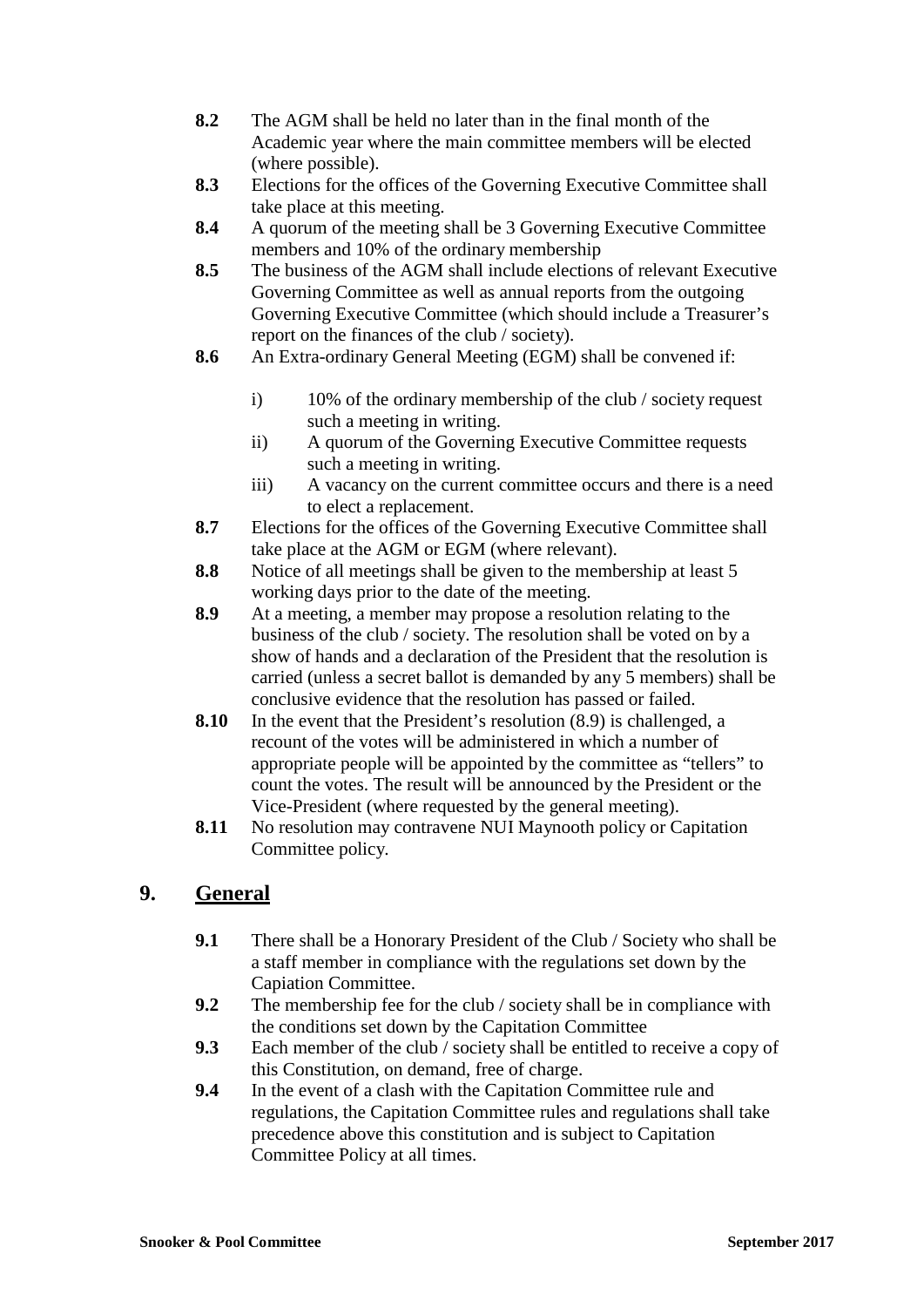**8.2** The AGM shall be held no later than in the final month of the Academic year where the main committee members will be elected (where possible).

**8.3** Elections for the offices of the Governing Executive Committee shall take place at this meeting.

**8.4** A quorum of the meeting shall be 3 Governing Executive Committee members and 10% of the ordinary membership

**8.5** The business of the AGM shall include elections of relevant Executive Governing Committee as well as annual reports from the outgoing Governing Executive Committee (which should include a Treasurer's report on the finances of the club / society).

**8.6** An Extra-ordinary General Meeting (EGM) shall be convened if:

- i) 10% of the ordinary membership of the club / society request such a meeting in writing.
- ii) A quorum of the Governing Executive Committee requests such a meeting in writing.
- iii) A vacancy on the current committee occurs and there is a need to elect a replacement.

**8.7** Elections for the offices of the Governing Executive Committee shall take place at the AGM or EGM (where relevant).

**8.8** Notice of all meetings shall be given to the membership at least 5 working days prior to the date of the meeting.

**8.9** At a meeting, a member may propose a resolution relating to the business of the club / society. The resolution shall be voted on by a show of hands and a declaration of the President that the resolution is carried (unless a secret ballot is demanded by any 5 members) shall be conclusive evidence that the resolution has passed or failed.

**8.10** In the event that the President's resolution (8.9) is challenged, a recount of the votes will be administered in which a number of appropriate people will be appointed by the committee as "tellers" to count the votes. The result will be announced by the President or the Vice-President (where requested by the general meeting).

**8.11** No resolution may contravene NUI Maynooth policy or Capitation Committee policy.

## 9. General

**9.1** There shall be a Honorary President of the Club / Society who shall be a staff member in compliance with the regulations set down by the Capiation Committee.

**9.2** The membership fee for the club / society shall be in compliance with the conditions set down by the Capitation Committee

**9.3** Each member of the club / society shall be entitled to receive a copy of this Constitution, on demand, free of charge.

**9.4** In the event of a clash with the Capitation Committee rule and regulations, the Capitation Committee rules and regulations shall take precedence above this constitution and is subject to Capitation Committee Policy at all times.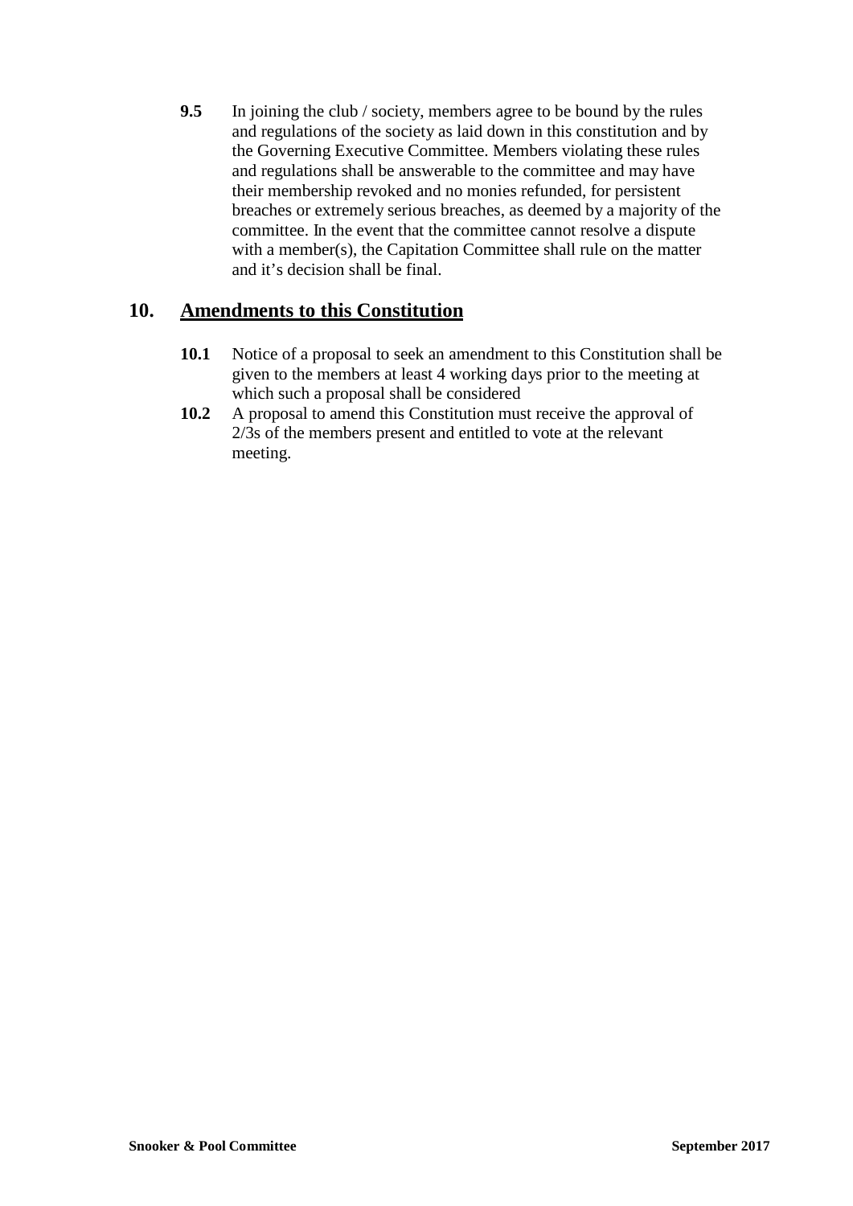**9.5** In joining the club / society, members agree to be bound by the rules and regulations of the society as laid down in this constitution and by the Governing Executive Committee. Members violating these rules and regulations shall be answerable to the committee and may have their membership revoked and no monies refunded, for persistent breaches or extremely serious breaches, as deemed by a majority of the committee. In the event that the committee cannot resolve a dispute with a member(s), the Capitation Committee shall rule on the matter and it's decision shall be final.

## 10. Amendments to this Constitution

**10.1** Notice of a proposal to seek an amendment to this Constitution shall be given to the members at least 4 working days prior to the meeting at which such a proposal shall be considered

**10.2** A proposal to amend this Constitution must receive the approval of 2/3s of the members present and entitled to vote at the relevant meeting.